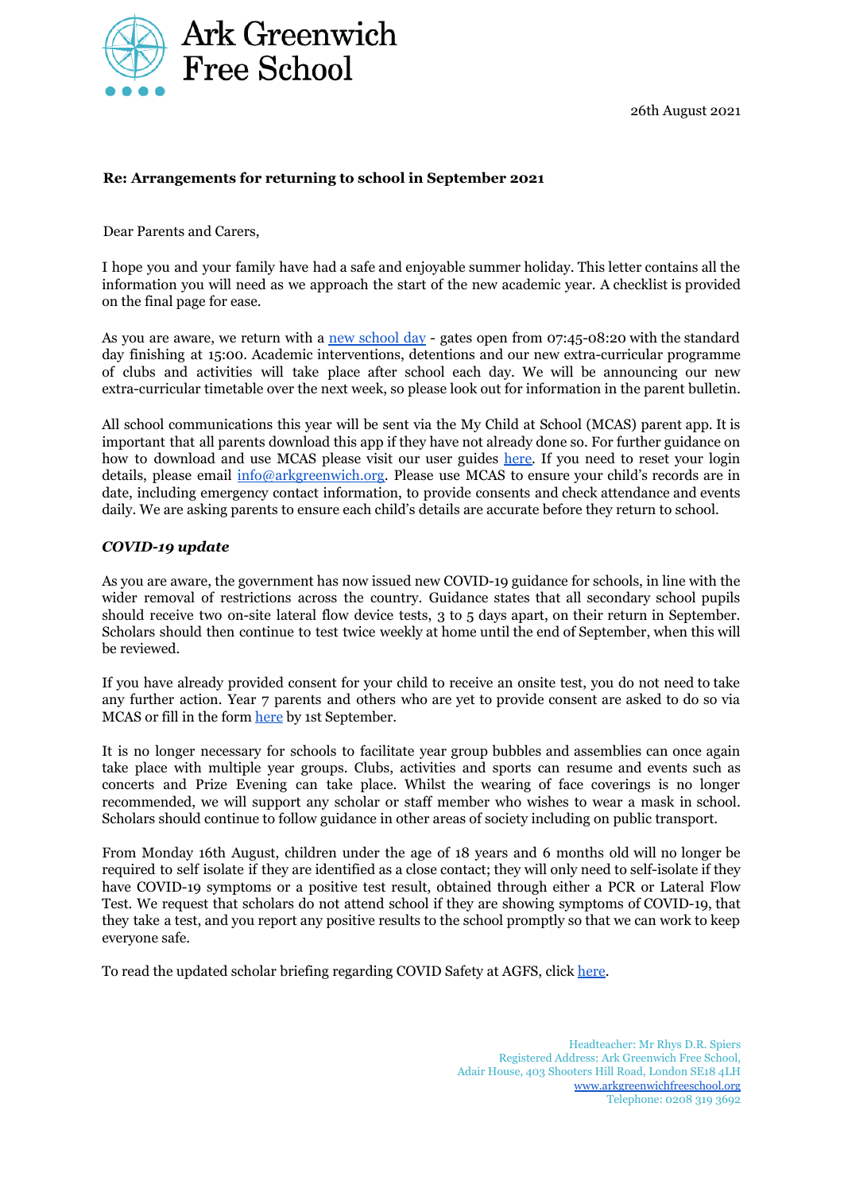# Ark Greenwich Free School

26th August 2021

**Re: Arrangements for returning to school in September 2021**

Dear Parents and Carers,

I hope you and your family have had a safe and enjoyable summer holiday. This letter contains all the information you will need as we approach the start of the new academic year. A checklist is provided on the final page for ease.

As you are aware, we return with a new school day - gates open from 07:45-08:20 with the standard day finishing at 15:00. Academic interventions, detentions and our new extra-curricular programme of clubs and activities will take place after school each day. We will be announcing our new extra-curricular timetable over the next week, so please look out for information in the parent bulletin.

All school communications this year will be sent via the My Child at School (MCAS) parent app. It is important that all parents download this app if they have not already done so. For further guidance on how to download and use MCAS please visit our user guides here. If you need to reset your login details, please email info@arkgreenwich.org. Please use MCAS to ensure your child's records are in date, including emergency contact information, to provide consents and check attendance and events daily. We are asking parents to ensure each child's details are accurate before they return to school.

### *COVID-19 update*

As you are aware, the government has now issued new COVID-19 guidance for schools, in line with the wider removal of restrictions across the country. Guidance states that all secondary school pupils should receive two on-site lateral flow device tests, 3 to 5 days apart, on their return in September. Scholars should then continue to test twice weekly at home until the end of September, when this will be reviewed.

If you have already provided consent for your child to receive an onsite test, you do not need to take any further action. Year 7 parents and others who are yet to provide consent are asked to do so via MCAS or fill in the form here by 1st September.

It is no longer necessary for schools to facilitate year group bubbles and assemblies can once again take place with multiple year groups. Clubs, activities and sports can resume and events such as concerts and Prize Evening can take place. Whilst the wearing of face coverings is no longer recommended, we will support any scholar or staff member who wishes to wear a mask in school. Scholars should continue to follow guidance in other areas of society including on public transport.

From Monday 16th August, children under the age of 18 years and 6 months old will no longer be required to self isolate if they are identified as a close contact; they will only need to self-isolate if they have COVID-19 symptoms or a positive test result, obtained through either a PCR or Lateral Flow Test. We request that scholars do not attend school if they are showing symptoms of COVID-19, that they take a test, and you report any positive results to the school promptly so that we can work to keep everyone safe.

To read the updated scholar briefing regarding COVID Safety at AGFS, click here.

Headteacher: Mr Rhys D.R. Spiers
Registered Address: Ark Greenwich Free School,
Adair House, 403 Shooters Hill Road, London SE18 4LH
www.arkgreenwichfreeschool.org
Telephone: 0208 319 3692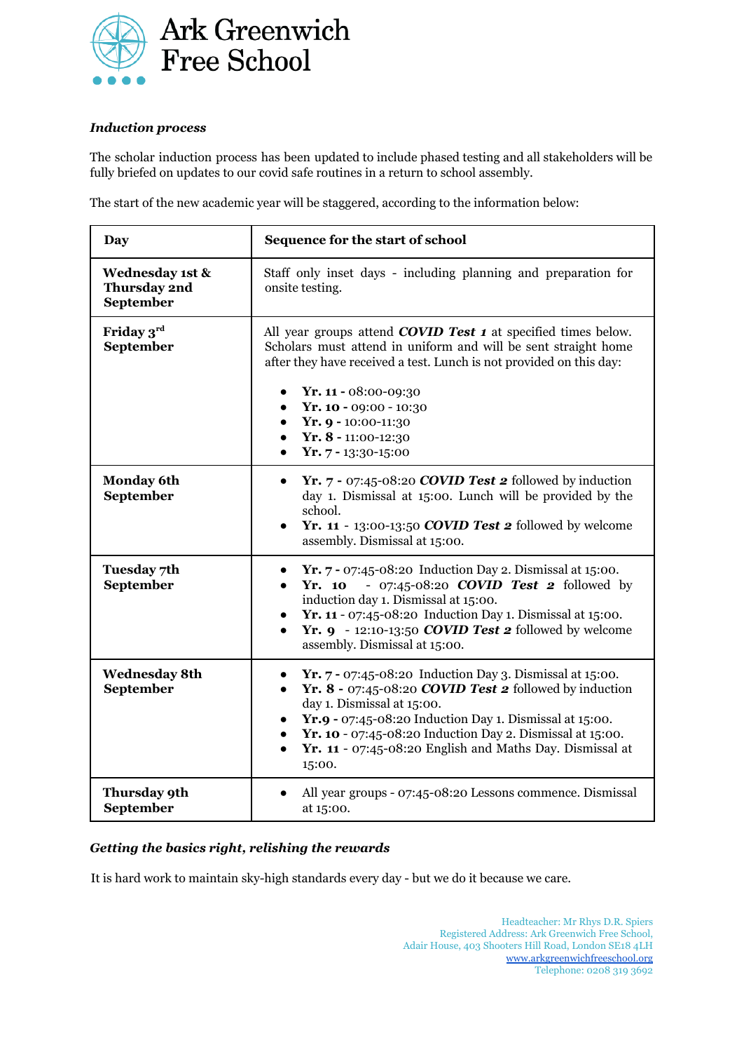Ark Greenwich Free School

***Induction process***

The scholar induction process has been updated to include phased testing and all stakeholders will be fully briefed on updates to our covid safe routines in a return to school assembly.

The start of the new academic year will be staggered, according to the information below:

| **Day** | **Sequence for the start of school** |
|---|---|
| **Wednesday 1st & Thursday 2nd September** | Staff only inset days - including planning and preparation for onsite testing. |
| **Friday 3rd September** | All year groups attend ***COVID Test 1*** at specified times below. Scholars must attend in uniform and will be sent straight home after they have received a test. Lunch is not provided on this day:<br>• **Yr. 11 -** 08:00-09:30<br>• **Yr. 10 -** 09:00 - 10:30<br>• **Yr. 9 -** 10:00-11:30<br>• **Yr. 8 -** 11:00-12:30<br>• **Yr. 7 -** 13:30-15:00 |
| **Monday 6th September** | • **Yr. 7 -** 07:45-08:20 ***COVID Test 2*** followed by induction day 1. Dismissal at 15:00. Lunch will be provided by the school.<br>• **Yr. 11** - 13:00-13:50 ***COVID Test 2*** followed by welcome assembly. Dismissal at 15:00. |
| **Tuesday 7th September** | • **Yr. 7 -** 07:45-08:20 Induction Day 2. Dismissal at 15:00.<br>• **Yr. 10** - 07:45-08:20 ***COVID Test 2*** followed by induction day 1. Dismissal at 15:00.<br>• **Yr. 11 -** 07:45-08:20 Induction Day 1. Dismissal at 15:00.<br>• **Yr. 9** - 12:10-13:50 ***COVID Test 2*** followed by welcome assembly. Dismissal at 15:00. |
| **Wednesday 8th September** | • **Yr. 7 -** 07:45-08:20 Induction Day 3. Dismissal at 15:00.<br>• **Yr. 8 -** 07:45-08:20 ***COVID Test 2*** followed by induction day 1. Dismissal at 15:00.<br>• **Yr.9 -** 07:45-08:20 Induction Day 1. Dismissal at 15:00.<br>• **Yr. 10** - 07:45-08:20 Induction Day 2. Dismissal at 15:00.<br>• **Yr. 11** - 07:45-08:20 English and Maths Day. Dismissal at 15:00. |
| **Thursday 9th September** | • All year groups - 07:45-08:20 Lessons commence. Dismissal at 15:00. |

***Getting the basics right, relishing the rewards***

It is hard work to maintain sky-high standards every day - but we do it because we care.

Headteacher: Mr Rhys D.R. Spiers
Registered Address: Ark Greenwich Free School,
Adair House, 403 Shooters Hill Road, London SE18 4LH
www.arkgreenwichfreeschool.org
Telephone: 0208 319 3692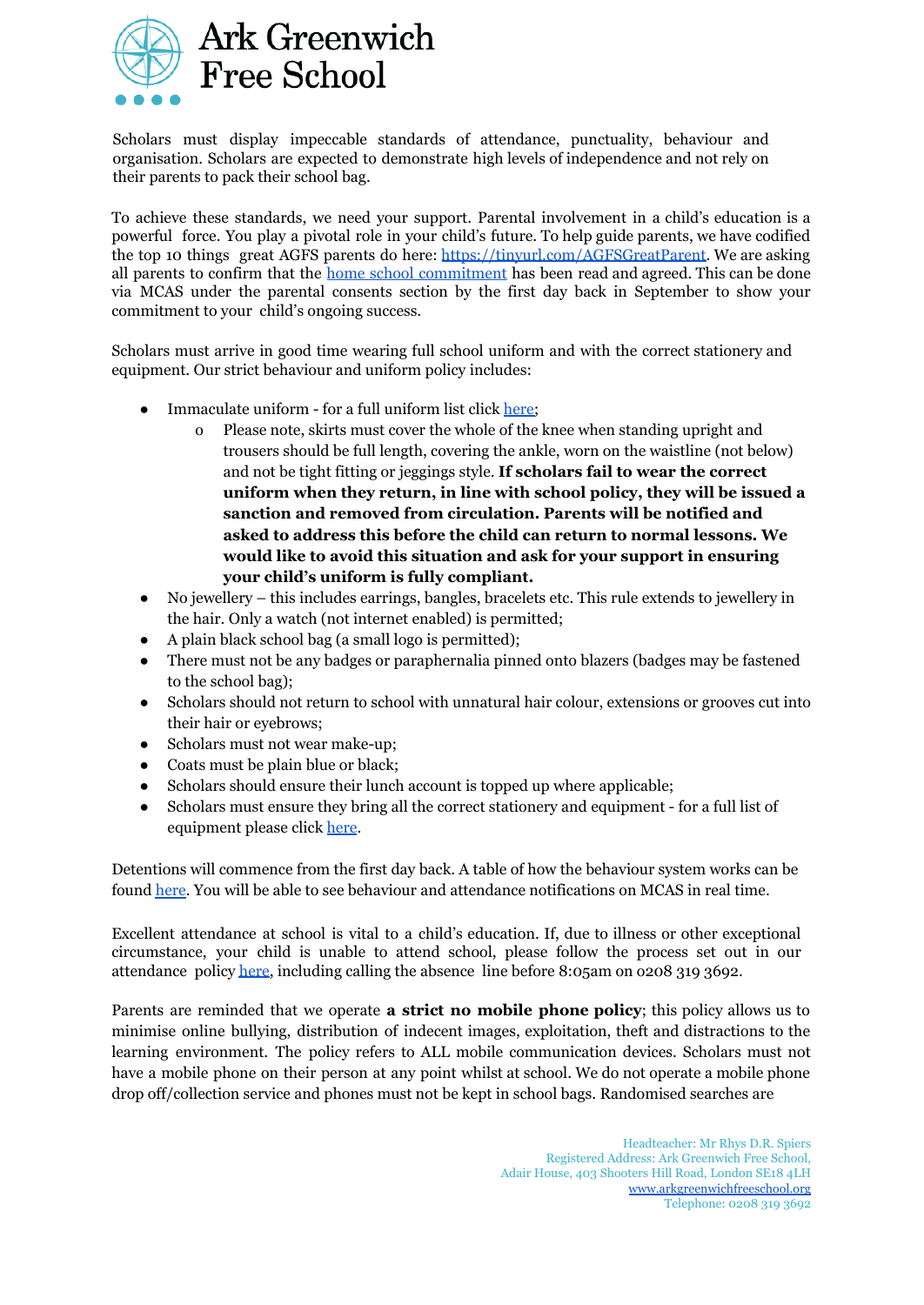Scholars must display impeccable standards of attendance, punctuality, behaviour and organisation. Scholars are expected to demonstrate high levels of independence and not rely on their parents to pack their school bag.

To achieve these standards, we need your support. Parental involvement in a child's education is a powerful force. You play a pivotal role in your child's future. To help guide parents, we have codified the top 10 things great AGFS parents do here: [https://tinyurl.com/AGFSGreatParent](https://tinyurl.com/AGFSGreatParent). We are asking all parents to confirm that the home school commitment has been read and agreed. This can be done via MCAS under the parental consents section by the first day back in September to show your commitment to your child's ongoing success.

Scholars must arrive in good time wearing full school uniform and with the correct stationery and equipment. Our strict behaviour and uniform policy includes:

- Immaculate uniform - for a full uniform list click here;
  - Please note, skirts must cover the whole of the knee when standing upright and trousers should be full length, covering the ankle, worn on the waistline (not below) and not be tight fitting or jeggings style. **If scholars fail to wear the correct uniform when they return, in line with school policy, they will be issued a sanction and removed from circulation. Parents will be notified and asked to address this before the child can return to normal lessons. We would like to avoid this situation and ask for your support in ensuring your child's uniform is fully compliant.**
- No jewellery – this includes earrings, bangles, bracelets etc. This rule extends to jewellery in the hair. Only a watch (not internet enabled) is permitted;
- A plain black school bag (a small logo is permitted);
- There must not be any badges or paraphernalia pinned onto blazers (badges may be fastened to the school bag);
- Scholars should not return to school with unnatural hair colour, extensions or grooves cut into their hair or eyebrows;
- Scholars must not wear make-up;
- Coats must be plain blue or black;
- Scholars should ensure their lunch account is topped up where applicable;
- Scholars must ensure they bring all the correct stationery and equipment - for a full list of equipment please click here.

Detentions will commence from the first day back. A table of how the behaviour system works can be found here. You will be able to see behaviour and attendance notifications on MCAS in real time.

Excellent attendance at school is vital to a child's education. If, due to illness or other exceptional circumstance, your child is unable to attend school, please follow the process set out in our attendance policy here, including calling the absence line before 8:05am on 0208 319 3692.

Parents are reminded that we operate **a strict no mobile phone policy**; this policy allows us to minimise online bullying, distribution of indecent images, exploitation, theft and distractions to the learning environment. The policy refers to ALL mobile communication devices. Scholars must not have a mobile phone on their person at any point whilst at school. We do not operate a mobile phone drop off/collection service and phones must not be kept in school bags. Randomised searches are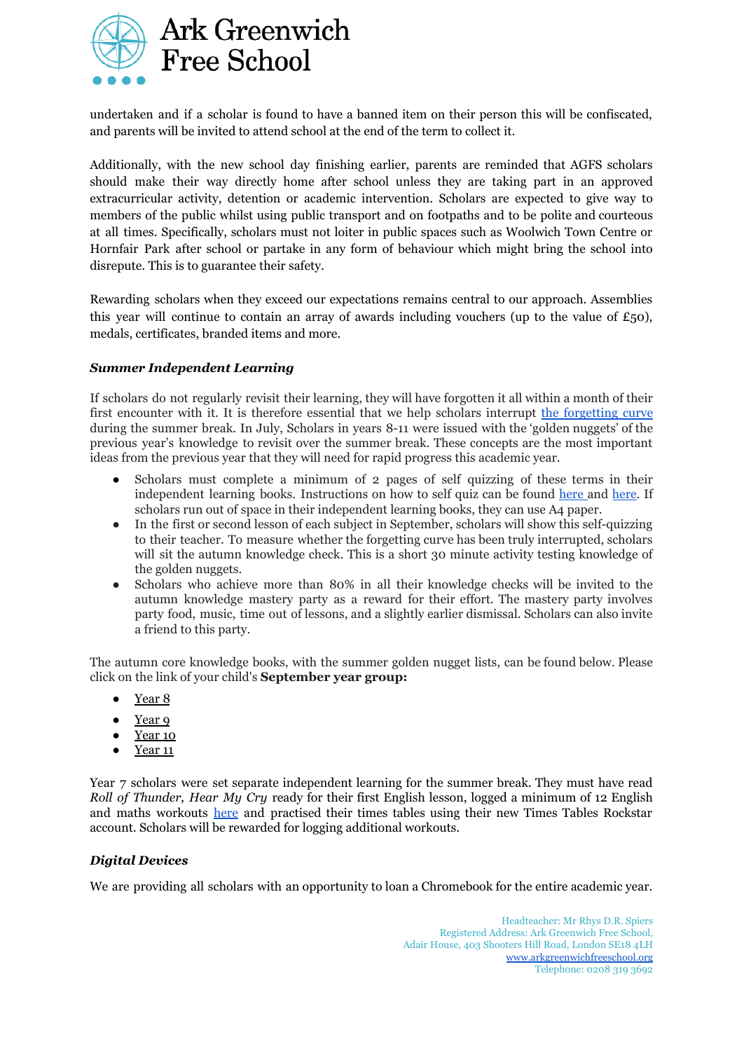undertaken and if a scholar is found to have a banned item on their person this will be confiscated, and parents will be invited to attend school at the end of the term to collect it.

Additionally, with the new school day finishing earlier, parents are reminded that AGFS scholars should make their way directly home after school unless they are taking part in an approved extracurricular activity, detention or academic intervention. Scholars are expected to give way to members of the public whilst using public transport and on footpaths and to be polite and courteous at all times. Specifically, scholars must not loiter in public spaces such as Woolwich Town Centre or Hornfair Park after school or partake in any form of behaviour which might bring the school into disrepute. This is to guarantee their safety.

Rewarding scholars when they exceed our expectations remains central to our approach. Assemblies this year will continue to contain an array of awards including vouchers (up to the value of £50), medals, certificates, branded items and more.

### ***Summer Independent Learning***

If scholars do not regularly revisit their learning, they will have forgotten it all within a month of their first encounter with it. It is therefore essential that we help scholars interrupt the forgetting curve during the summer break. In July, Scholars in years 8-11 were issued with the 'golden nuggets' of the previous year's knowledge to revisit over the summer break. These concepts are the most important ideas from the previous year that they will need for rapid progress this academic year.

- Scholars must complete a minimum of 2 pages of self quizzing of these terms in their independent learning books. Instructions on how to self quiz can be found here and here. If scholars run out of space in their independent learning books, they can use A4 paper.
- In the first or second lesson of each subject in September, scholars will show this self-quizzing to their teacher. To measure whether the forgetting curve has been truly interrupted, scholars will sit the autumn knowledge check. This is a short 30 minute activity testing knowledge of the golden nuggets.
- Scholars who achieve more than 80% in all their knowledge checks will be invited to the autumn knowledge mastery party as a reward for their effort. The mastery party involves party food, music, time out of lessons, and a slightly earlier dismissal. Scholars can also invite a friend to this party.

The autumn core knowledge books, with the summer golden nugget lists, can be found below. Please click on the link of your child's **September year group:**

- Year 8
- Year 9
- Year 10
- Year 11

Year 7 scholars were set separate independent learning for the summer break. They must have read *Roll of Thunder, Hear My Cry* ready for their first English lesson, logged a minimum of 12 English and maths workouts here and practised their times tables using their new Times Tables Rockstar account. Scholars will be rewarded for logging additional workouts.

### ***Digital Devices***

We are providing all scholars with an opportunity to loan a Chromebook for the entire academic year.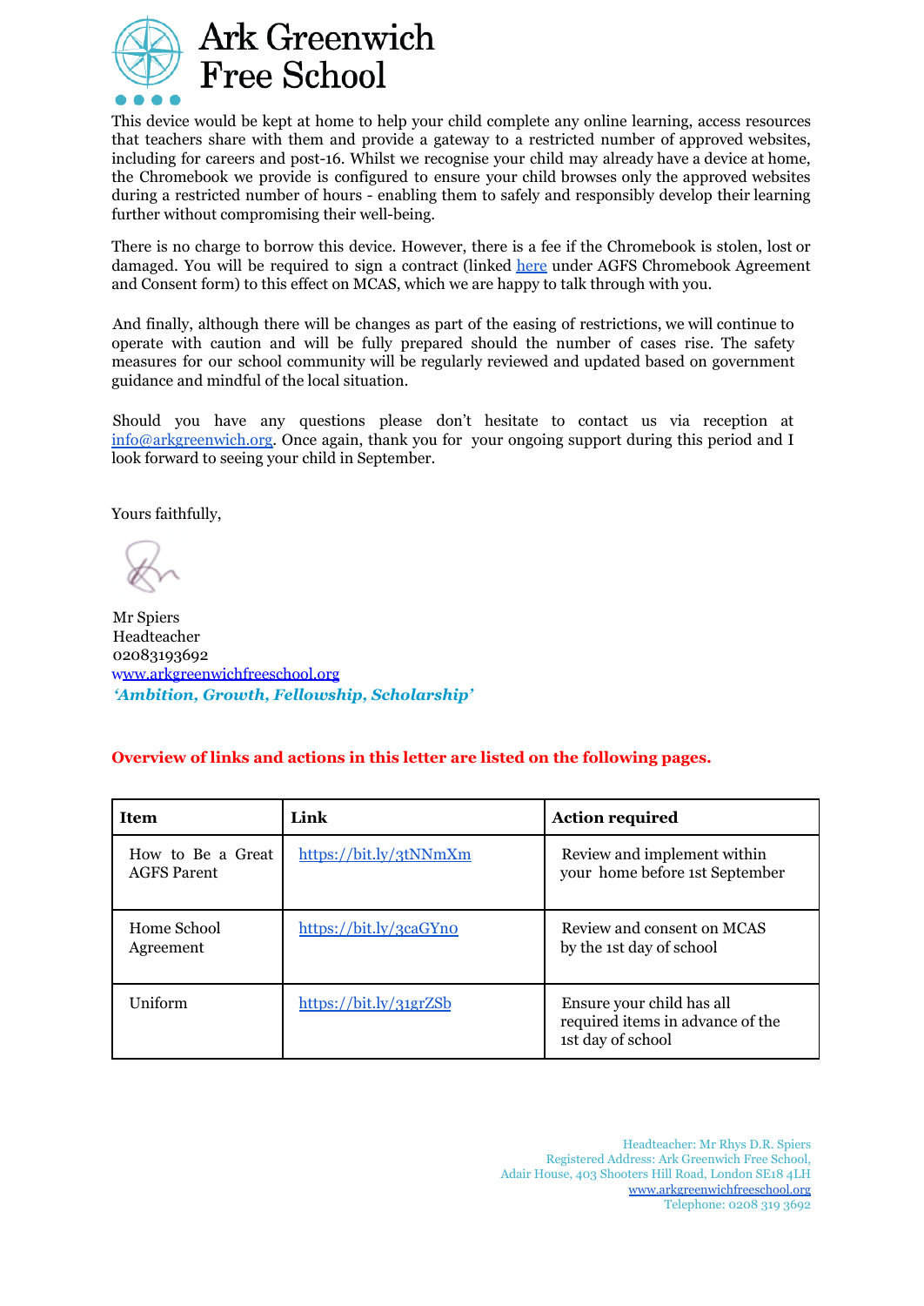# Ark Greenwich Free School

This device would be kept at home to help your child complete any online learning, access resources that teachers share with them and provide a gateway to a restricted number of approved websites, including for careers and post-16. Whilst we recognise your child may already have a device at home, the Chromebook we provide is configured to ensure your child browses only the approved websites during a restricted number of hours - enabling them to safely and responsibly develop their learning further without compromising their well-being.

There is no charge to borrow this device. However, there is a fee if the Chromebook is stolen, lost or damaged. You will be required to sign a contract (linked here under AGFS Chromebook Agreement and Consent form) to this effect on MCAS, which we are happy to talk through with you.

And finally, although there will be changes as part of the easing of restrictions, we will continue to operate with caution and will be fully prepared should the number of cases rise. The safety measures for our school community will be regularly reviewed and updated based on government guidance and mindful of the local situation.

Should you have any questions please don't hesitate to contact us via reception at info@arkgreenwich.org. Once again, thank you for your ongoing support during this period and I look forward to seeing your child in September.

Yours faithfully,

Mr Spiers
Headteacher
02083193692
www.arkgreenwichfreeschool.org
*'Ambition, Growth, Fellowship, Scholarship'*

**Overview of links and actions in this letter are listed on the following pages.**

| Item | Link | Action required |
|---|---|---|
| How to Be a Great AGFS Parent | https://bit.ly/3tNNmXm | Review and implement within your home before 1st September |
| Home School Agreement | https://bit.ly/3caGYn0 | Review and consent on MCAS by the 1st day of school |
| Uniform | https://bit.ly/31grZSb | Ensure your child has all required items in advance of the 1st day of school |

Headteacher: Mr Rhys D.R. Spiers
Registered Address: Ark Greenwich Free School,
Adair House, 403 Shooters Hill Road, London SE18 4LH
www.arkgreenwichfreeschool.org
Telephone: 0208 319 3692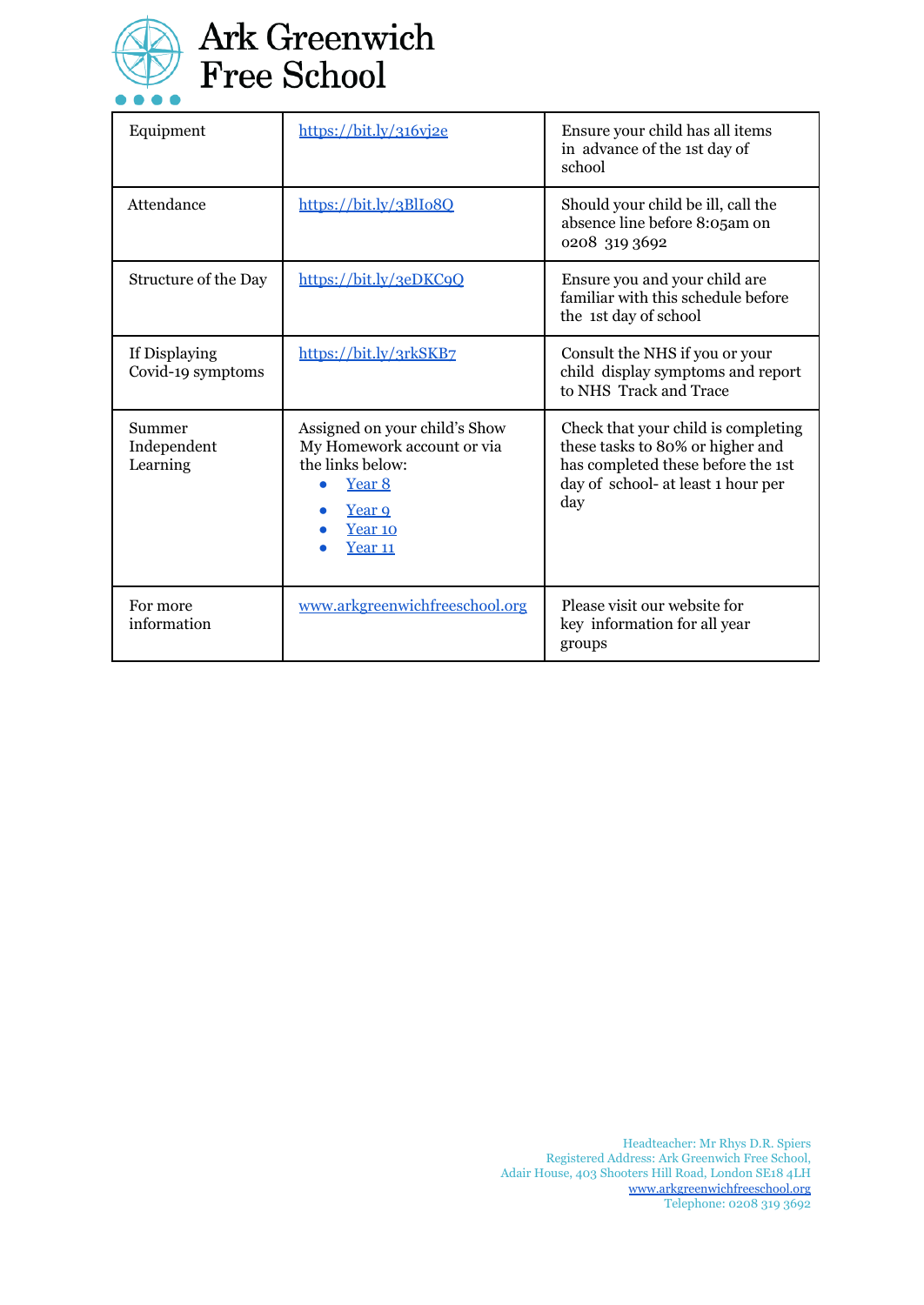# Ark Greenwich Free School

| | | |
|---|---|---|
| Equipment | https://bit.ly/316vj2e | Ensure your child has all items in advance of the 1st day of school |
| Attendance | https://bit.ly/3BlIo8Q | Should your child be ill, call the absence line before 8:05am on 0208 319 3692 |
| Structure of the Day | https://bit.ly/3eDKC9Q | Ensure you and your child are familiar with this schedule before the 1st day of school |
| If Displaying Covid-19 symptoms | https://bit.ly/3rkSKB7 | Consult the NHS if you or your child display symptoms and report to NHS Track and Trace |
| Summer Independent Learning | Assigned on your child's Show My Homework account or via the links below: <br>• Year 8 <br>• Year 9 <br>• Year 10 <br>• Year 11 | Check that your child is completing these tasks to 80% or higher and has completed these before the 1st day of school- at least 1 hour per day |
| For more information | www.arkgreenwichfreeschool.org | Please visit our website for key information for all year groups |

Headteacher: Mr Rhys D.R. Spiers
Registered Address: Ark Greenwich Free School, Adair House, 403 Shooters Hill Road, London SE18 4LH
www.arkgreenwichfreeschool.org
Telephone: 0208 319 3692